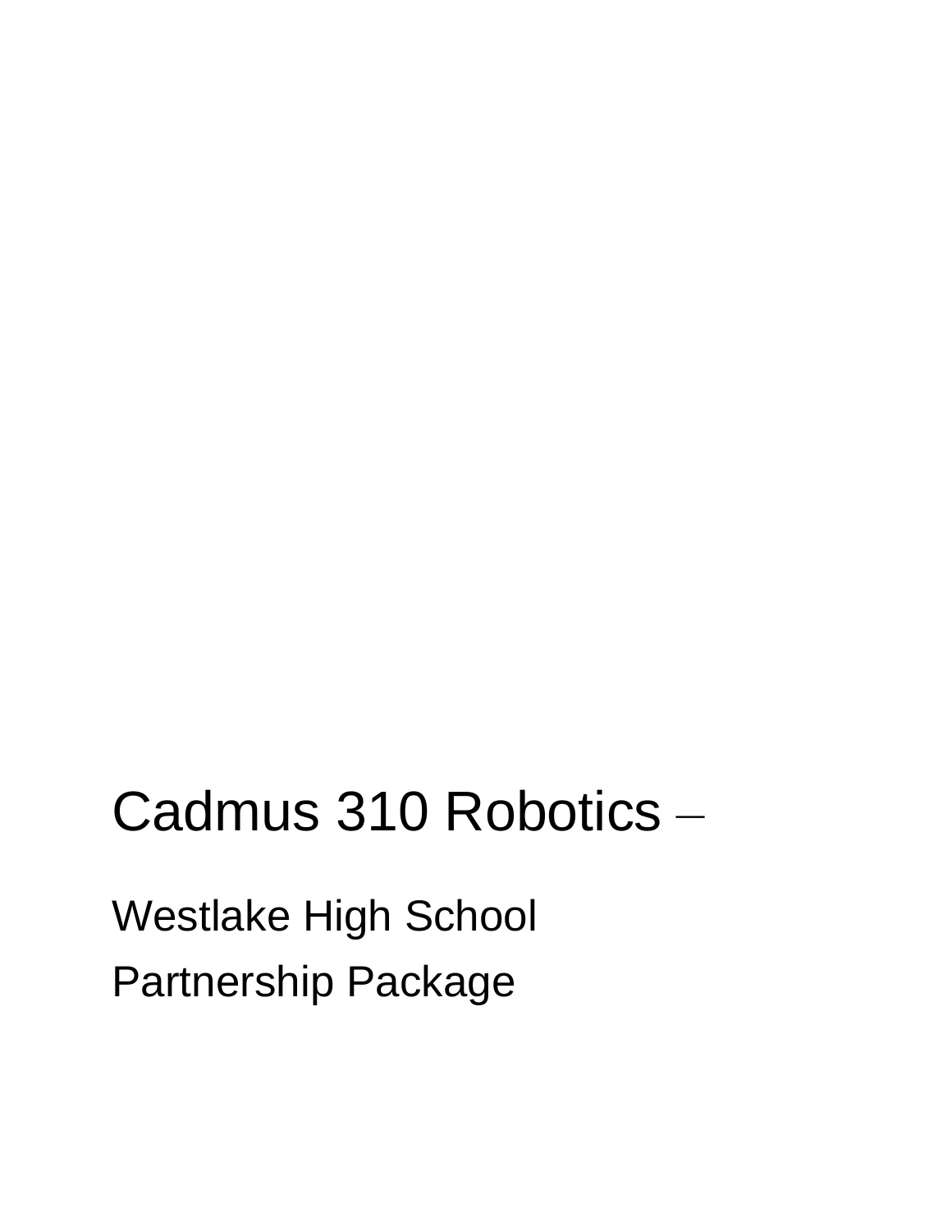# Cadmus 310 Robotics –

## Westlake High School

## Partnership Package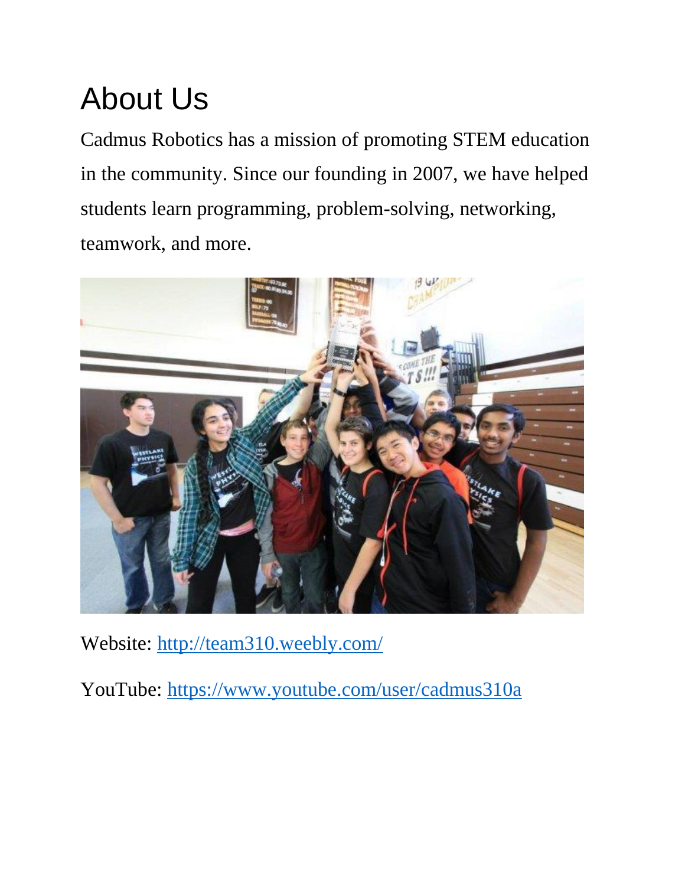# About Us

Cadmus Robotics has a mission of promoting STEM education in the community. Since our founding in 2007, we have helped students learn programming, problem-solving, networking, teamwork, and more.

Website: [http://team310.weebly.com/](http://team310.weebly.com/)

YouTube: [https://www.youtube.com/user/cadmus310a](https://www.youtube.com/user/cadmus310a)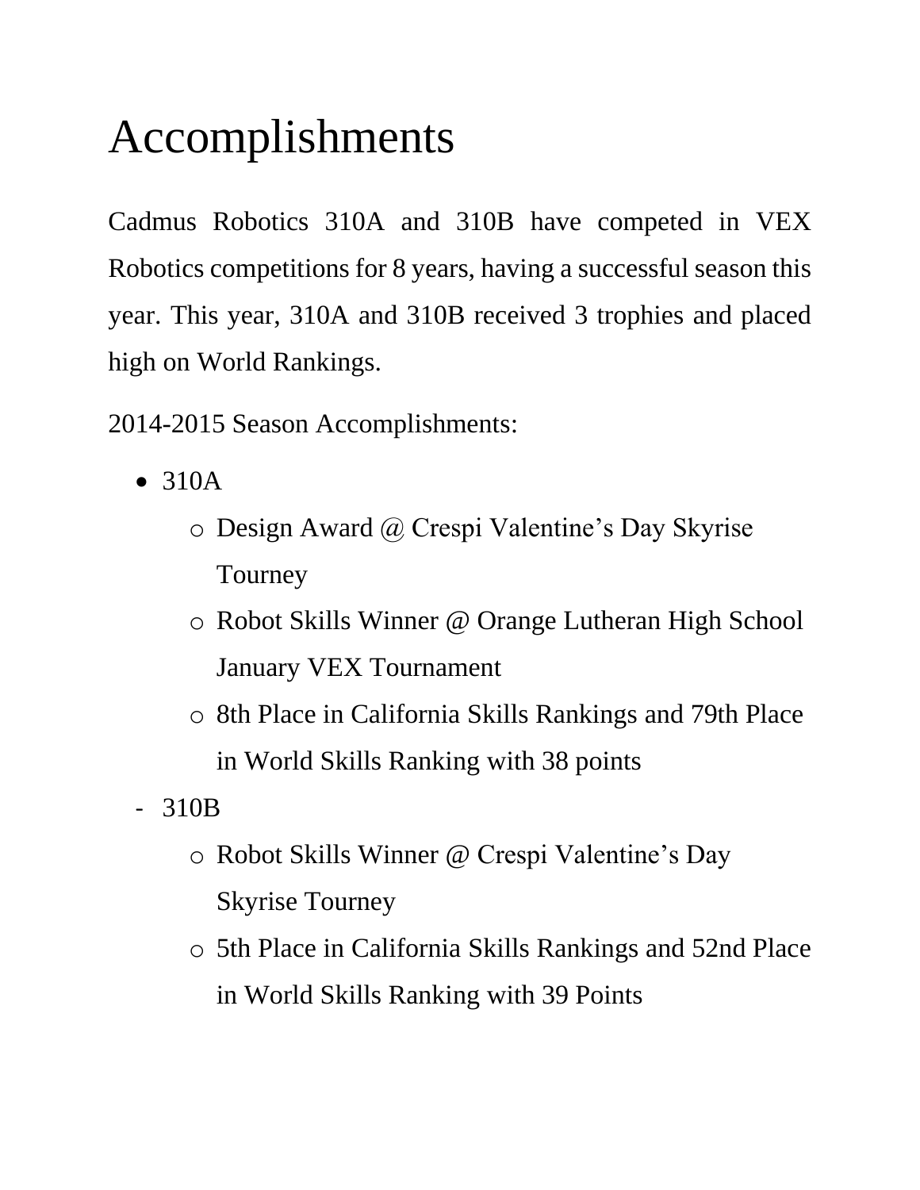# Accomplishments

Cadmus Robotics 310A and 310B have competed in VEX Robotics competitions for 8 years, having a successful season this year. This year, 310A and 310B received 3 trophies and placed high on World Rankings.

2014-2015 Season Accomplishments:

- 310A
  - Design Award @ Crespi Valentine's Day Skyrise Tourney
  - Robot Skills Winner @ Orange Lutheran High School January VEX Tournament
  - 8th Place in California Skills Rankings and 79th Place in World Skills Ranking with 38 points
- 310B
  - Robot Skills Winner @ Crespi Valentine's Day Skyrise Tourney
  - 5th Place in California Skills Rankings and 52nd Place in World Skills Ranking with 39 Points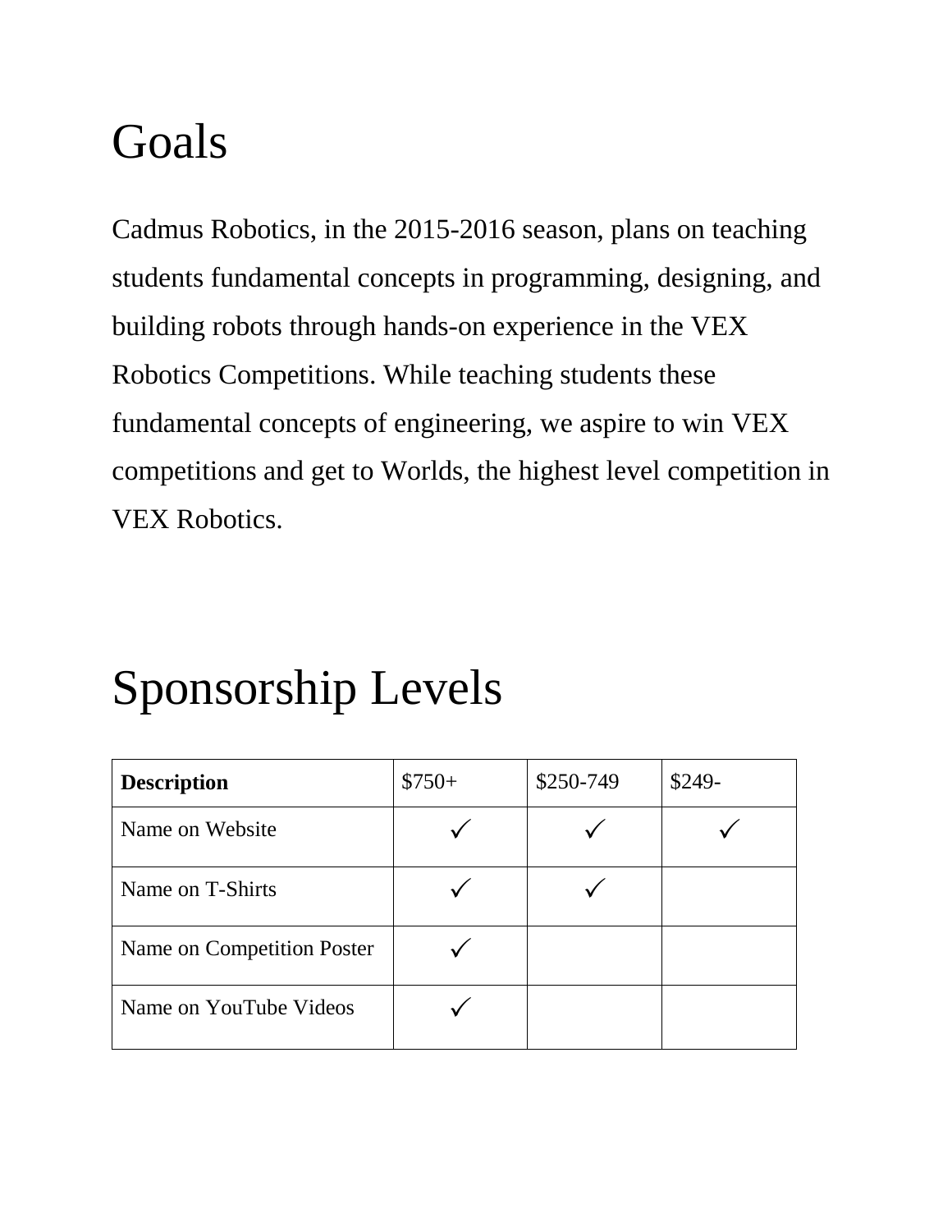# Goals

Cadmus Robotics, in the 2015-2016 season, plans on teaching students fundamental concepts in programming, designing, and building robots through hands-on experience in the VEX Robotics Competitions. While teaching students these fundamental concepts of engineering, we aspire to win VEX competitions and get to Worlds, the highest level competition in VEX Robotics.

# Sponsorship Levels

| **Description** | $750+ | $250-749 | $249- |
|---|---|---|---|
| Name on Website | ✓ | ✓ | ✓ |
| Name on T-Shirts | ✓ | ✓ | |
| Name on Competition Poster | ✓ | | |
| Name on YouTube Videos | ✓ | | |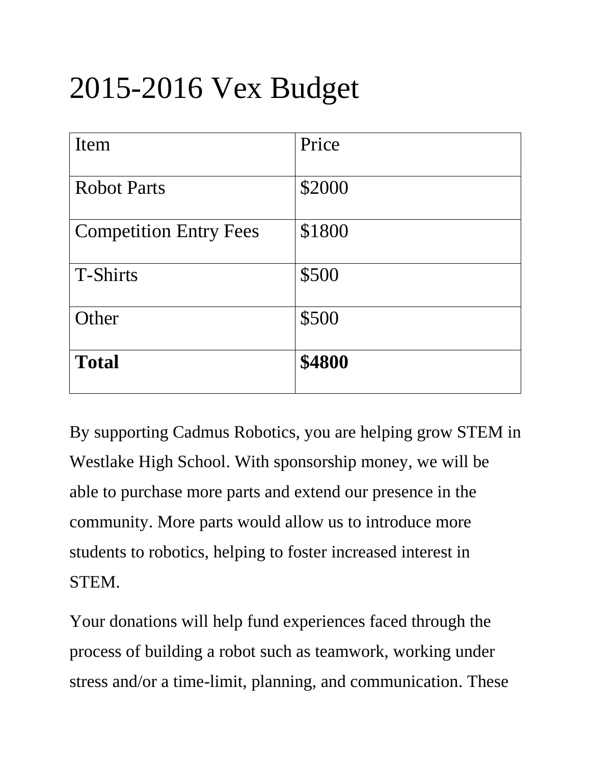# 2015-2016 Vex Budget

| Item | Price |
|---|---|
| Robot Parts | $2000 |
| Competition Entry Fees | $1800 |
| T-Shirts | $500 |
| Other | $500 |
| **Total** | **$4800** |

By supporting Cadmus Robotics, you are helping grow STEM in Westlake High School. With sponsorship money, we will be able to purchase more parts and extend our presence in the community. More parts would allow us to introduce more students to robotics, helping to foster increased interest in STEM.

Your donations will help fund experiences faced through the process of building a robot such as teamwork, working under stress and/or a time-limit, planning, and communication. These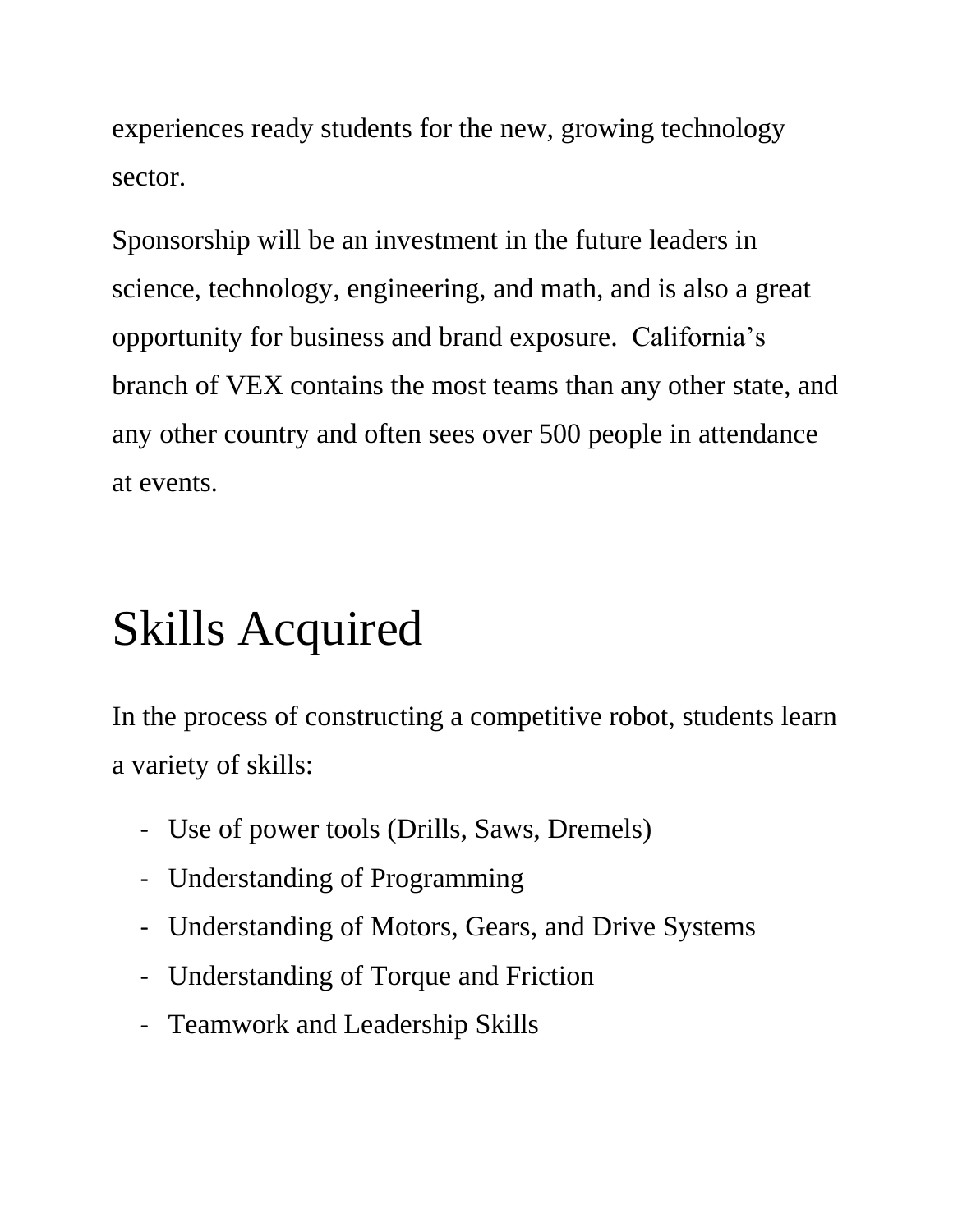experiences ready students for the new, growing technology sector.

Sponsorship will be an investment in the future leaders in science, technology, engineering, and math, and is also a great opportunity for business and brand exposure.  California's branch of VEX contains the most teams than any other state, and any other country and often sees over 500 people in attendance at events.

# Skills Acquired

In the process of constructing a competitive robot, students learn a variety of skills:

- Use of power tools (Drills, Saws, Dremels)
- Understanding of Programming
- Understanding of Motors, Gears, and Drive Systems
- Understanding of Torque and Friction
- Teamwork and Leadership Skills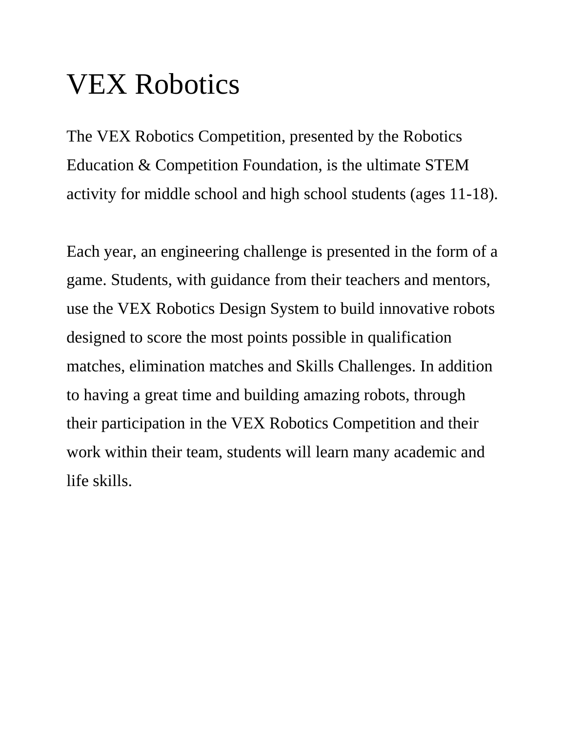# VEX Robotics

The VEX Robotics Competition, presented by the Robotics Education & Competition Foundation, is the ultimate STEM activity for middle school and high school students (ages 11-18).

Each year, an engineering challenge is presented in the form of a game. Students, with guidance from their teachers and mentors, use the VEX Robotics Design System to build innovative robots designed to score the most points possible in qualification matches, elimination matches and Skills Challenges. In addition to having a great time and building amazing robots, through their participation in the VEX Robotics Competition and their work within their team, students will learn many academic and life skills.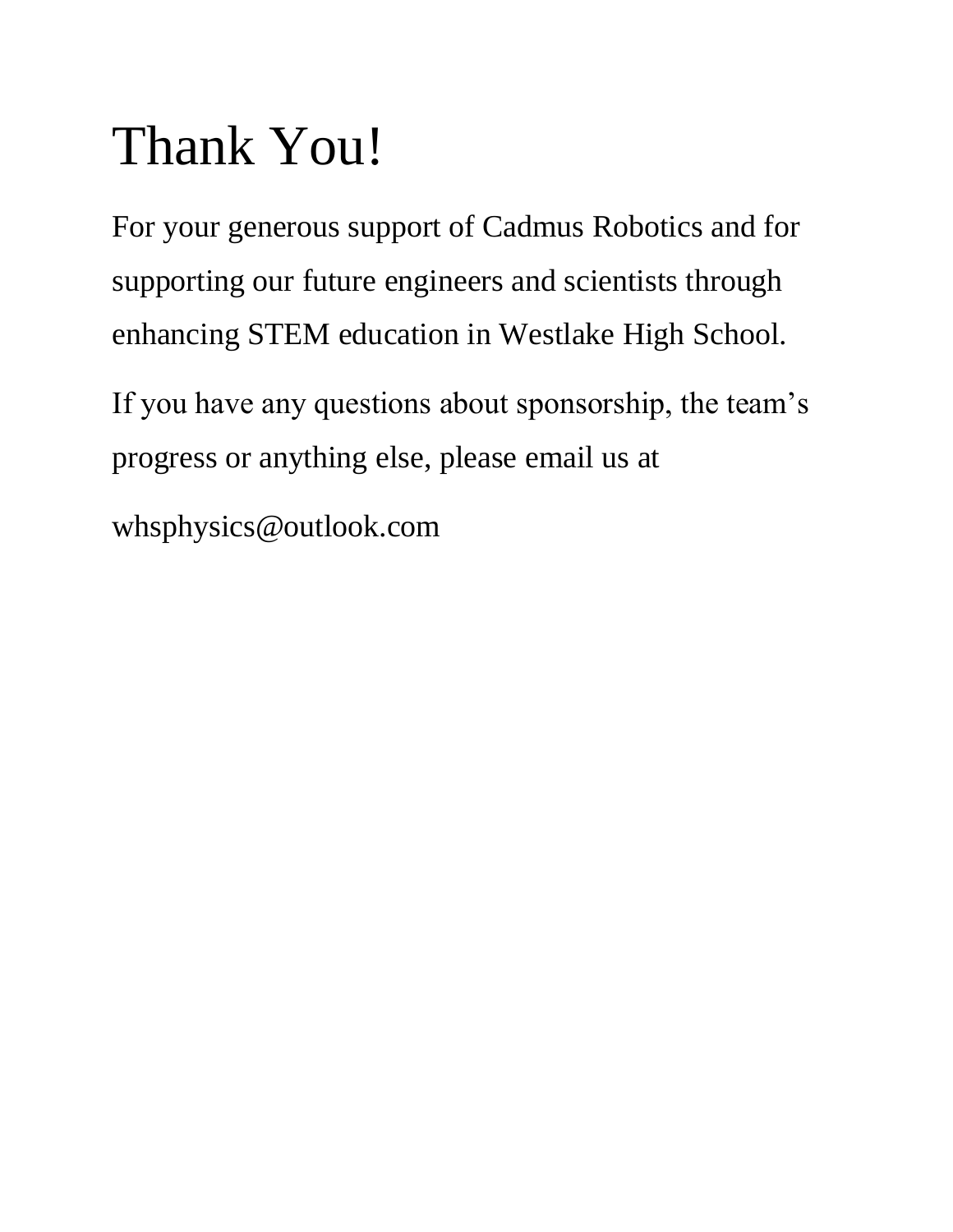# Thank You!

For your generous support of Cadmus Robotics and for supporting our future engineers and scientists through enhancing STEM education in Westlake High School.

If you have any questions about sponsorship, the team's progress or anything else, please email us at

whsphysics@outlook.com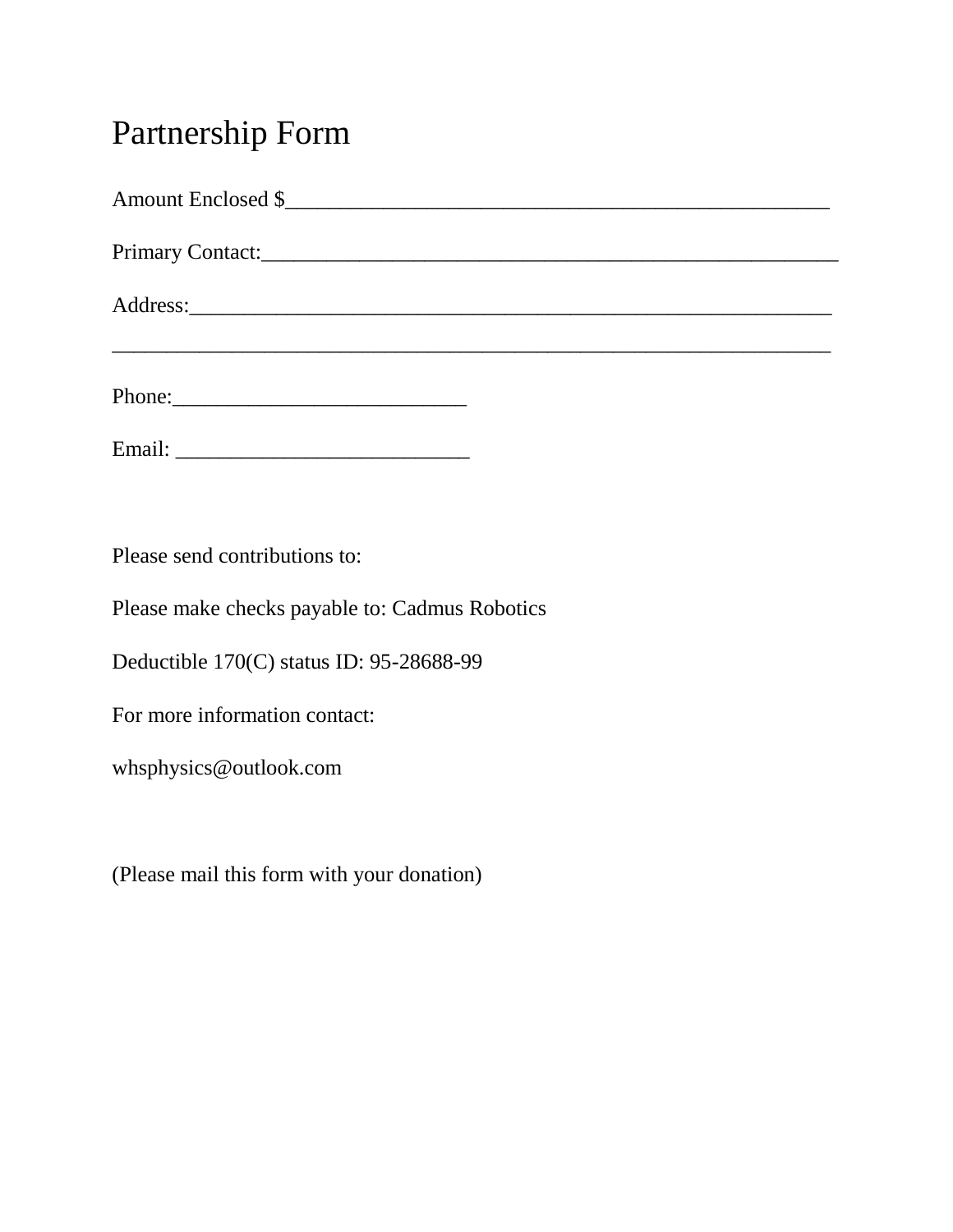# Partnership Form

Amount Enclosed $_______________________________________________

Primary Contact:_________________________________________________

Address:________________________________________________________

________________________________________________________________

Phone:__________________________

Email: __________________________

Please send contributions to:

Please make checks payable to: Cadmus Robotics

Deductible 170(C) status ID: 95-28688-99

For more information contact:

whsphysics@outlook.com

(Please mail this form with your donation)